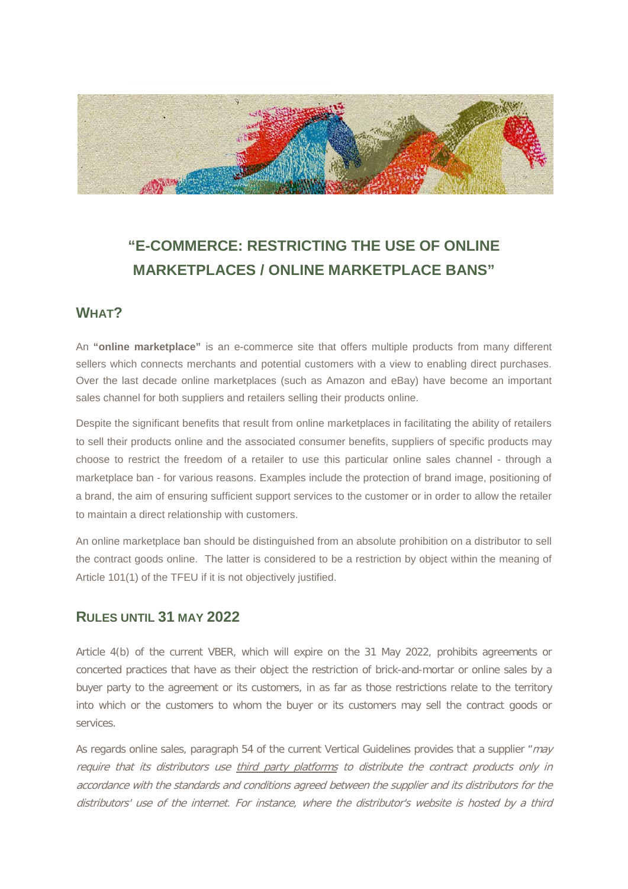# "E-COMMERCE: RESTRICTING THE USE OF ONLINE MARKETPLACES / ONLINE MARKETPLACE BANS"

## WHAT?

An **"online marketplace"** is an e-commerce site that offers multiple products from many different sellers which connects merchants and potential customers with a view to enabling direct purchases. Over the last decade online marketplaces (such as Amazon and eBay) have become an important sales channel for both suppliers and retailers selling their products online.

Despite the significant benefits that result from online marketplaces in facilitating the ability of retailers to sell their products online and the associated consumer benefits, suppliers of specific products may choose to restrict the freedom of a retailer to use this particular online sales channel - through a marketplace ban - for various reasons. Examples include the protection of brand image, positioning of a brand, the aim of ensuring sufficient support services to the customer or in order to allow the retailer to maintain a direct relationship with customers.

An online marketplace ban should be distinguished from an absolute prohibition on a distributor to sell the contract goods online. The latter is considered to be a restriction by object within the meaning of Article 101(1) of the TFEU if it is not objectively justified.

## RULES UNTIL 31 MAY 2022

Article 4(b) of the current VBER, which will expire on the 31 May 2022, prohibits agreements or concerted practices that have as their object the restriction of brick-and-mortar or online sales by a buyer party to the agreement or its customers, in as far as those restrictions relate to the territory into which or the customers to whom the buyer or its customers may sell the contract goods or services.

As regards online sales, paragraph 54 of the current Vertical Guidelines provides that a supplier "*may require that its distributors use third party platforms to distribute the contract products only in accordance with the standards and conditions agreed between the supplier and its distributors for the distributors' use of the internet. For instance, where the distributor's website is hosted by a third*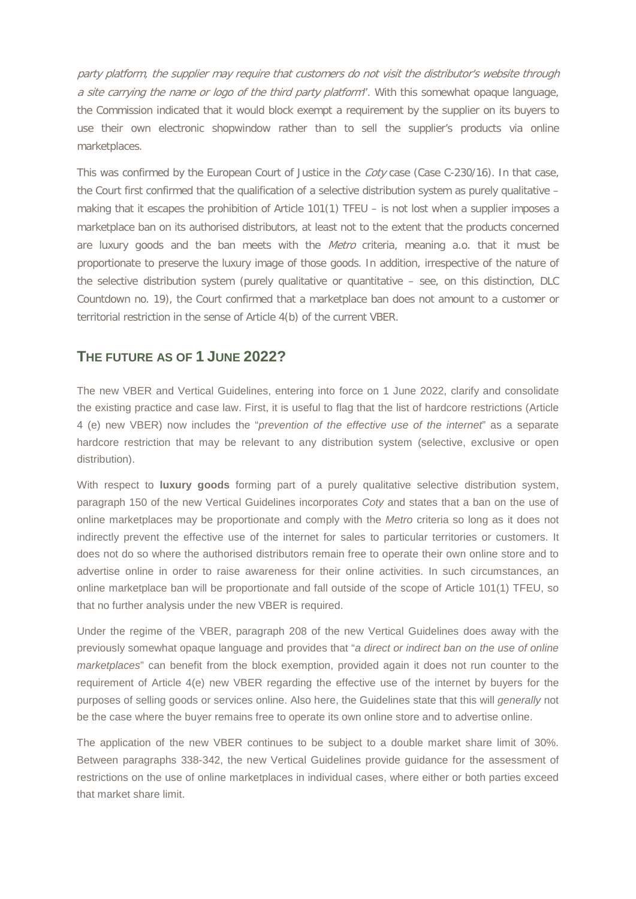*party platform, the supplier may require that customers do not visit the distributor's website through a site carrying the name or logo of the third party platform*". With this somewhat opaque language, the Commission indicated that it would block exempt a requirement by the supplier on its buyers to use their own electronic shopwindow rather than to sell the supplier's products via online marketplaces.

This was confirmed by the European Court of Justice in the *Coty* case (Case C-230/16). In that case, the Court first confirmed that the qualification of a selective distribution system as purely qualitative – making that it escapes the prohibition of Article 101(1) TFEU – is not lost when a supplier imposes a marketplace ban on its authorised distributors, at least not to the extent that the products concerned are luxury goods and the ban meets with the *Metro* criteria, meaning a.o. that it must be proportionate to preserve the luxury image of those goods. In addition, irrespective of the nature of the selective distribution system (purely qualitative or quantitative – see, on this distinction, DLC Countdown no. 19), the Court confirmed that a marketplace ban does not amount to a customer or territorial restriction in the sense of Article 4(b) of the current VBER.

## THE FUTURE AS OF 1 JUNE 2022?

The new VBER and Vertical Guidelines, entering into force on 1 June 2022, clarify and consolidate the existing practice and case law. First, it is useful to flag that the list of hardcore restrictions (Article 4 (e) new VBER) now includes the "*prevention of the effective use of the internet*" as a separate hardcore restriction that may be relevant to any distribution system (selective, exclusive or open distribution).

With respect to **luxury goods** forming part of a purely qualitative selective distribution system, paragraph 150 of the new Vertical Guidelines incorporates *Coty* and states that a ban on the use of online marketplaces may be proportionate and comply with the *Metro* criteria so long as it does not indirectly prevent the effective use of the internet for sales to particular territories or customers. It does not do so where the authorised distributors remain free to operate their own online store and to advertise online in order to raise awareness for their online activities. In such circumstances, an online marketplace ban will be proportionate and fall outside of the scope of Article 101(1) TFEU, so that no further analysis under the new VBER is required.

Under the regime of the VBER, paragraph 208 of the new Vertical Guidelines does away with the previously somewhat opaque language and provides that "*a direct or indirect ban on the use of online marketplaces*" can benefit from the block exemption, provided again it does not run counter to the requirement of Article 4(e) new VBER regarding the effective use of the internet by buyers for the purposes of selling goods or services online. Also here, the Guidelines state that this will *generally* not be the case where the buyer remains free to operate its own online store and to advertise online.

The application of the new VBER continues to be subject to a double market share limit of 30%. Between paragraphs 338-342, the new Vertical Guidelines provide guidance for the assessment of restrictions on the use of online marketplaces in individual cases, where either or both parties exceed that market share limit.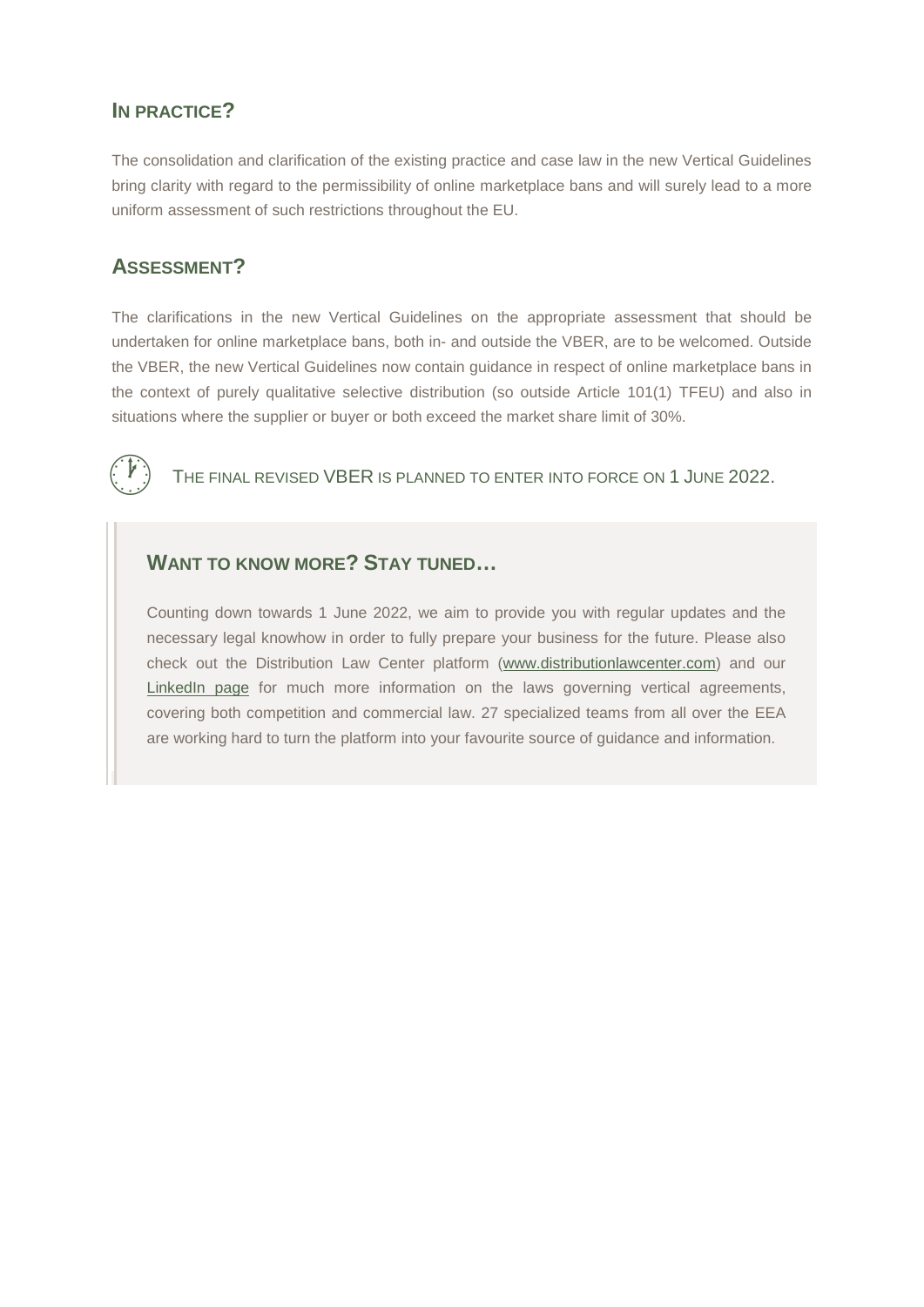## In practice?

The consolidation and clarification of the existing practice and case law in the new Vertical Guidelines bring clarity with regard to the permissibility of online marketplace bans and will surely lead to a more uniform assessment of such restrictions throughout the EU.

## Assessment?

The clarifications in the new Vertical Guidelines on the appropriate assessment that should be undertaken for online marketplace bans, both in- and outside the VBER, are to be welcomed. Outside the VBER, the new Vertical Guidelines now contain guidance in respect of online marketplace bans in the context of purely qualitative selective distribution (so outside Article 101(1) TFEU) and also in situations where the supplier or buyer or both exceed the market share limit of 30%.

The final revised VBER is planned to enter into force on 1 June 2022.

## Want to know more? Stay tuned…

Counting down towards 1 June 2022, we aim to provide you with regular updates and the necessary legal knowhow in order to fully prepare your business for the future. Please also check out the Distribution Law Center platform (www.distributionlawcenter.com) and our LinkedIn page for much more information on the laws governing vertical agreements, covering both competition and commercial law. 27 specialized teams from all over the EEA are working hard to turn the platform into your favourite source of guidance and information.